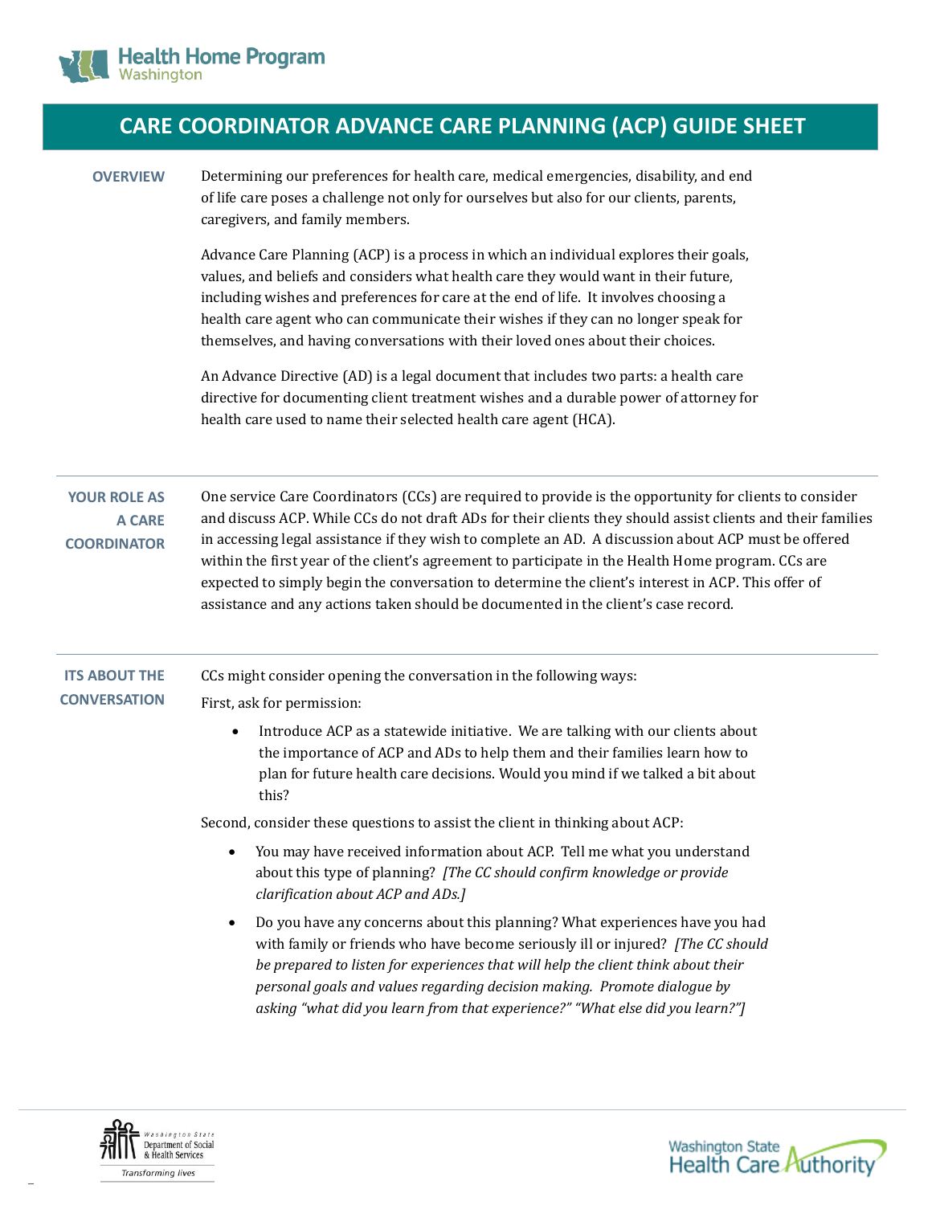# CARE COORDINATOR ADVANCE CARE PLANNING (ACP) GUIDE SHEET

## OVERVIEW

Determining our preferences for health care, medical emergencies, disability, and end of life care poses a challenge not only for ourselves but also for our clients, parents, caregivers, and family members.

Advance Care Planning (ACP) is a process in which an individual explores their goals, values, and beliefs and considers what health care they would want in their future, including wishes and preferences for care at the end of life. It involves choosing a health care agent who can communicate their wishes if they can no longer speak for themselves, and having conversations with their loved ones about their choices.

An Advance Directive (AD) is a legal document that includes two parts: a health care directive for documenting client treatment wishes and a durable power of attorney for health care used to name their selected health care agent (HCA).

## YOUR ROLE AS A CARE COORDINATOR

One service Care Coordinators (CCs) are required to provide is the opportunity for clients to consider and discuss ACP. While CCs do not draft ADs for their clients they should assist clients and their families in accessing legal assistance if they wish to complete an AD. A discussion about ACP must be offered within the first year of the client's agreement to participate in the Health Home program. CCs are expected to simply begin the conversation to determine the client's interest in ACP. This offer of assistance and any actions taken should be documented in the client's case record.

## ITS ABOUT THE CONVERSATION

CCs might consider opening the conversation in the following ways:

First, ask for permission:

- Introduce ACP as a statewide initiative. We are talking with our clients about the importance of ACP and ADs to help them and their families learn how to plan for future health care decisions. Would you mind if we talked a bit about this?

Second, consider these questions to assist the client in thinking about ACP:

- You may have received information about ACP. Tell me what you understand about this type of planning? *[The CC should confirm knowledge or provide clarification about ACP and ADs.]*
- Do you have any concerns about this planning? What experiences have you had with family or friends who have become seriously ill or injured? *[The CC should be prepared to listen for experiences that will help the client think about their personal goals and values regarding decision making. Promote dialogue by asking "what did you learn from that experience?" "What else did you learn?"]*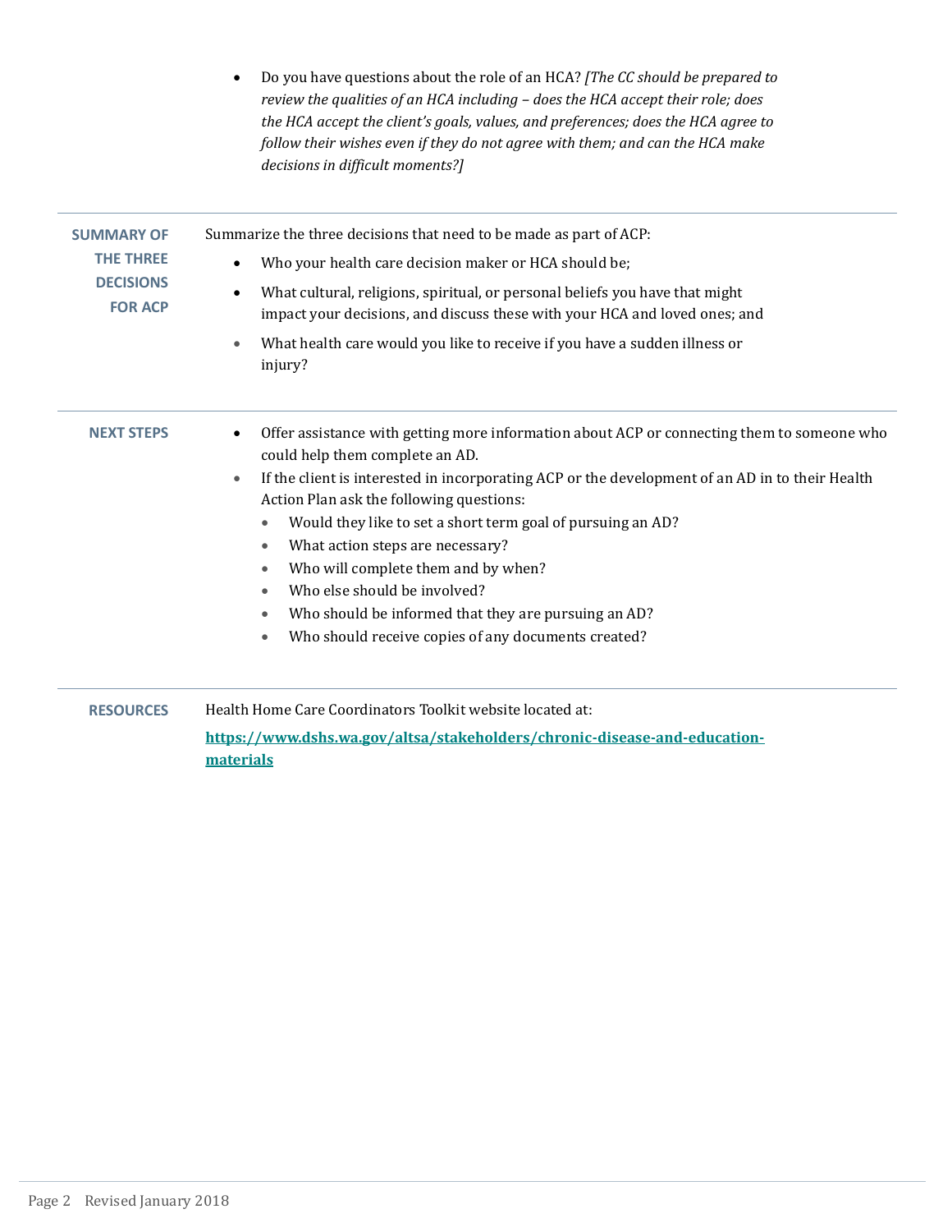- Do you have questions about the role of an HCA? *[The CC should be prepared to review the qualities of an HCA including – does the HCA accept their role; does the HCA accept the client's goals, values, and preferences; does the HCA agree to follow their wishes even if they do not agree with them; and can the HCA make decisions in difficult moments?]*

## SUMMARY OF THE THREE DECISIONS FOR ACP

Summarize the three decisions that need to be made as part of ACP:

- Who your health care decision maker or HCA should be;
- What cultural, religions, spiritual, or personal beliefs you have that might impact your decisions, and discuss these with your HCA and loved ones; and
- What health care would you like to receive if you have a sudden illness or injury?

## NEXT STEPS

- Offer assistance with getting more information about ACP or connecting them to someone who could help them complete an AD.
- If the client is interested in incorporating ACP or the development of an AD in to their Health Action Plan ask the following questions:
  - Would they like to set a short term goal of pursuing an AD?
  - What action steps are necessary?
  - Who will complete them and by when?
  - Who else should be involved?
  - Who should be informed that they are pursuing an AD?
  - Who should receive copies of any documents created?

## RESOURCES

Health Home Care Coordinators Toolkit website located at:

**https://www.dshs.wa.gov/altsa/stakeholders/chronic-disease-and-education-materials**